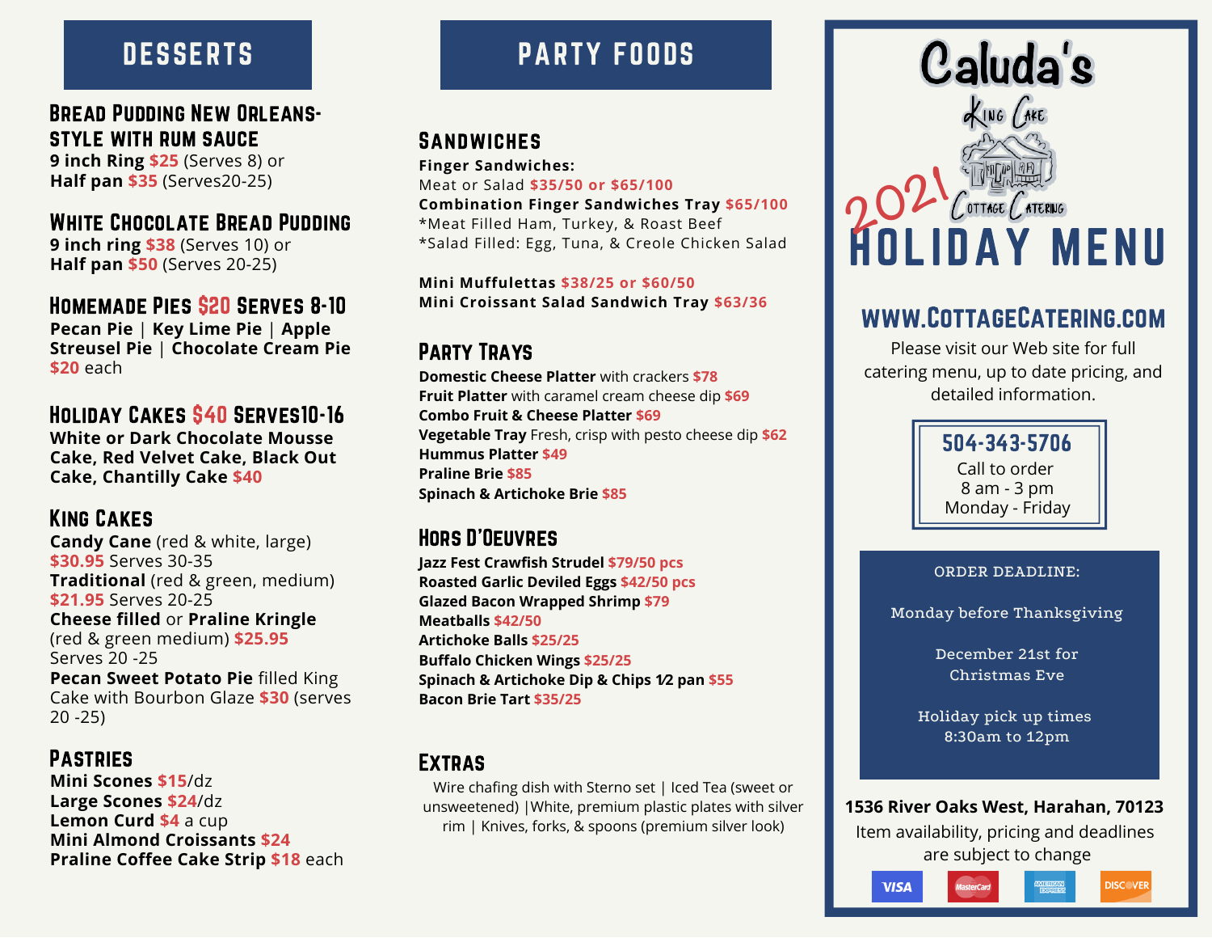# Caluda's King Cake Cottage Catering

# 2021 HOLIDAY MENU

## WWW.COTTAGECATERING.COM

Please visit our Web site for full catering menu, up to date pricing, and detailed information.

**504-343-5706**
Call to order
8 am - 3 pm
Monday - Friday

ORDER DEADLINE:

Monday before Thanksgiving

December 21st for Christmas Eve

Holiday pick up times 8:30am to 12pm

**1536 River Oaks West, Harahan, 70123**

Item availability, pricing and deadlines are subject to change

VISA | MasterCard | American Express | Discover

## DESSERTS

### Bread Pudding New Orleans-Style with Rum Sauce

**9 inch Ring $25** (Serves 8) or
**Half pan $35** (Serves20-25)

### White Chocolate Bread Pudding

**9 inch ring $38** (Serves 10) or
**Half pan $50** (Serves 20-25)

### Homemade Pies $20 Serves 8-10

**Pecan Pie | Key Lime Pie | Apple Streusel Pie | Chocolate Cream Pie**
$20 each

### Holiday Cakes $40 Serves10-16

**White or Dark Chocolate Mousse Cake, Red Velvet Cake, Black Out Cake, Chantilly Cake $40**

### King Cakes

**Candy Cane** (red & white, large) **$30.95** Serves 30-35
**Traditional** (red & green, medium) **$21.95** Serves 20-25
**Cheese filled** or **Praline Kringle** (red & green medium) **$25.95** Serves 20 -25
**Pecan Sweet Potato Pie** filled King Cake with Bourbon Glaze **$30** (serves 20 -25)

### Pastries

**Mini Scones $15**/dz
**Large Scones $24**/dz
**Lemon Curd $4** a cup
**Mini Almond Croissants $24**
**Praline Coffee Cake Strip $18** each

## PARTY FOODS

### Sandwiches

**Finger Sandwiches:**
Meat or Salad **$35/50 or $65/100**
**Combination Finger Sandwiches Tray $65/100**
*Meat Filled Ham, Turkey, & Roast Beef
*Salad Filled: Egg, Tuna, & Creole Chicken Salad

**Mini Muffulettas $38/25 or $60/50**
**Mini Croissant Salad Sandwich Tray $63/36**

### Party Trays

**Domestic Cheese Platter** with crackers **$78**
**Fruit Platter** with caramel cream cheese dip **$69**
**Combo Fruit & Cheese Platter $69**
**Vegetable Tray** Fresh, crisp with pesto cheese dip **$62**
**Hummus Platter $49**
**Praline Brie $85**
**Spinach & Artichoke Brie $85**

### Hors D'Oeuvres

**Jazz Fest Crawfish Strudel $79/50 pcs**
**Roasted Garlic Deviled Eggs $42/50 pcs**
**Glazed Bacon Wrapped Shrimp $79**
**Meatballs $42/50**
**Artichoke Balls $25/25**
**Buffalo Chicken Wings $25/25**
**Spinach & Artichoke Dip & Chips ½ pan $55**
**Bacon Brie Tart $35/25**

### Extras

Wire chafing dish with Sterno set | Iced Tea (sweet or unsweetened) |White, premium plastic plates with silver rim | Knives, forks, & spoons (premium silver look)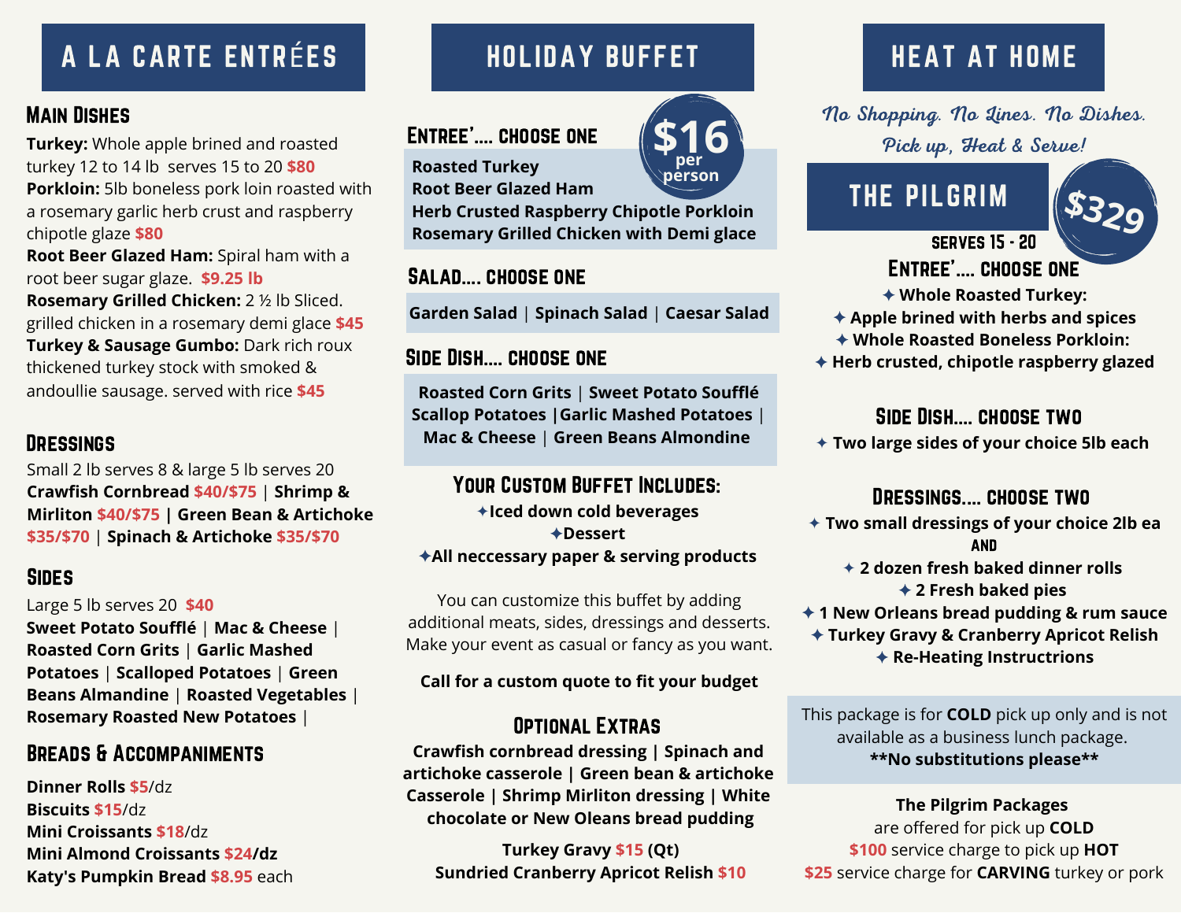# A LA CARTE ENTRÉES

## Main Dishes

**Turkey:** Whole apple brined and roasted turkey 12 to 14 lb serves 15 to 20 **$80**
**Porkloin:** 5lb boneless pork loin roasted with a rosemary garlic herb crust and raspberry chipotle glaze **$80**
**Root Beer Glazed Ham:** Spiral ham with a root beer sugar glaze. **$9.25 lb**
**Rosemary Grilled Chicken:** 2 ½ lb Sliced. grilled chicken in a rosemary demi glace **$45**
**Turkey & Sausage Gumbo:** Dark rich roux thickened turkey stock with smoked & andoullie sausage. served with rice **$45**

## Dressings

Small 2 lb serves 8 & large 5 lb serves 20
**Crawfish Cornbread** $40/$75 | **Shrimp & Mirliton** $40/$75 | **Green Bean & Artichoke** $35/$70 | **Spinach & Artichoke** $35/$70

## Sides

Large 5 lb serves 20 **$40**
**Sweet Potato Soufflé** | **Mac & Cheese** | **Roasted Corn Grits** | **Garlic Mashed Potatoes** | **Scalloped Potatoes** | **Green Beans Almandine** | **Roasted Vegetables** | **Rosemary Roasted New Potatoes** |

## Breads & Accompaniments

**Dinner Rolls** $5/dz
**Biscuits** $15/dz
**Mini Croissants** $18/dz
**Mini Almond Croissants** $24/dz
**Katy's Pumpkin Bread** $8.95 each

# HOLIDAY BUFFET

**$16 per person**

## Entree'.... Choose One

**Roasted Turkey**
**Root Beer Glazed Ham**
**Herb Crusted Raspberry Chipotle Porkloin**
**Rosemary Grilled Chicken with Demi glace**

## Salad.... Choose One

**Garden Salad** | **Spinach Salad** | **Caesar Salad**

## Side Dish.... Choose One

**Roasted Corn Grits** | **Sweet Potato Soufflé** | **Scallop Potatoes** | **Garlic Mashed Potatoes** | **Mac & Cheese** | **Green Beans Almondine**

## Your Custom Buffet Includes:

✦**Iced down cold beverages**
✦**Dessert**
✦**All neccessary paper & serving products**

You can customize this buffet by adding additional meats, sides, dressings and desserts. Make your event as casual or fancy as you want.

**Call for a custom quote to fit your budget**

## Optional Extras

**Crawfish cornbread dressing | Spinach and artichoke casserole | Green bean & artichoke Casserole | Shrimp Mirliton dressing | White chocolate or New Oleans bread pudding**

**Turkey Gravy** $15 **(Qt)**
**Sundried Cranberry Apricot Relish** $10

# HEAT AT HOME

*No Shopping. No Lines. No Dishes. Pick up, Heat & Serve!*

## THE PILGRIM

**$329**

**Serves 15 - 20**

### Entree'.... Choose One

✦ **Whole Roasted Turkey:**
✦ **Apple brined with herbs and spices**
✦ **Whole Roasted Boneless Porkloin:**
✦ **Herb crusted, chipotle raspberry glazed**

### Side Dish.... Choose Two

✦ **Two large sides of your choice 5lb each**

### Dressings.... Choose Two

✦ **Two small dressings of your choice 2lb ea**
**AND**
✦ **2 dozen fresh baked dinner rolls**
✦ **2 Fresh baked pies**
✦ **1 New Orleans bread pudding & rum sauce**
✦ **Turkey Gravy & Cranberry Apricot Relish**
✦ **Re-Heating Instructions**

This package is for **COLD** pick up only and is not available as a business lunch package.
****No substitutions please****

**The Pilgrim Packages**
are offered for pick up **COLD**
$100 service charge to pick up **HOT**
$25 service charge for **CARVING** turkey or pork